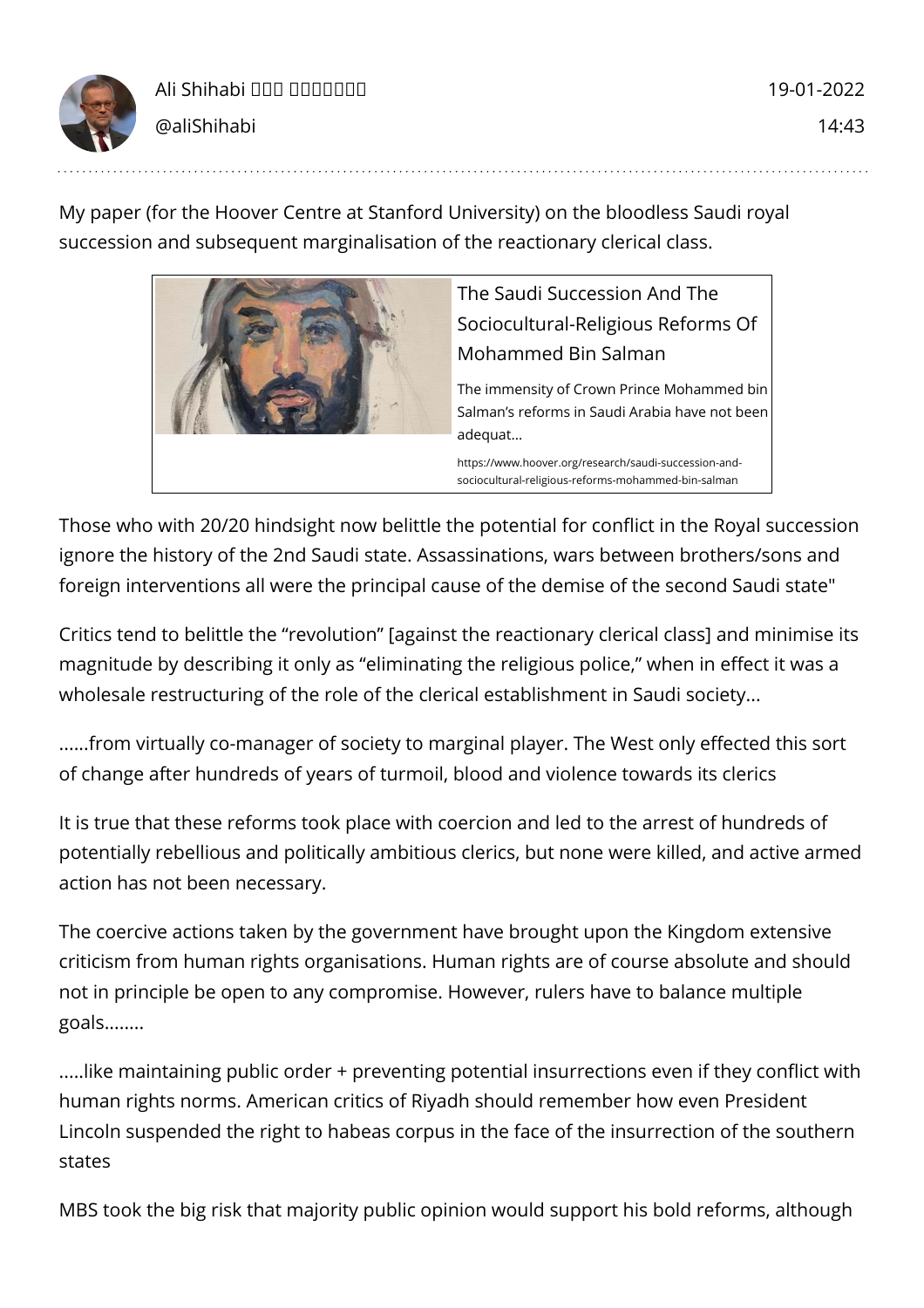Ali Shihabi □□□ □□□□□□□
@aliShihabi

19-01-2022
14:43

My paper (for the Hoover Centre at Stanford University) on the bloodless Saudi royal succession and subsequent marginalisation of the reactionary clerical class.

The Saudi Succession And The Sociocultural-Religious Reforms Of Mohammed Bin Salman

The immensity of Crown Prince Mohammed bin Salman's reforms in Saudi Arabia have not been adequat...

https://www.hoover.org/research/saudi-succession-and-sociocultural-religious-reforms-mohammed-bin-salman

Those who with 20/20 hindsight now belittle the potential for conflict in the Royal succession ignore the history of the 2nd Saudi state. Assassinations, wars between brothers/sons and foreign interventions all were the principal cause of the demise of the second Saudi state"

Critics tend to belittle the "revolution" [against the reactionary clerical class] and minimise its magnitude by describing it only as "eliminating the religious police," when in effect it was a wholesale restructuring of the role of the clerical establishment in Saudi society...

......from virtually co-manager of society to marginal player. The West only effected this sort of change after hundreds of years of turmoil, blood and violence towards its clerics

It is true that these reforms took place with coercion and led to the arrest of hundreds of potentially rebellious and politically ambitious clerics, but none were killed, and active armed action has not been necessary.

The coercive actions taken by the government have brought upon the Kingdom extensive criticism from human rights organisations. Human rights are of course absolute and should not in principle be open to any compromise. However, rulers have to balance multiple goals........

.....like maintaining public order + preventing potential insurrections even if they conflict with human rights norms. American critics of Riyadh should remember how even President Lincoln suspended the right to habeas corpus in the face of the insurrection of the southern states

MBS took the big risk that majority public opinion would support his bold reforms, although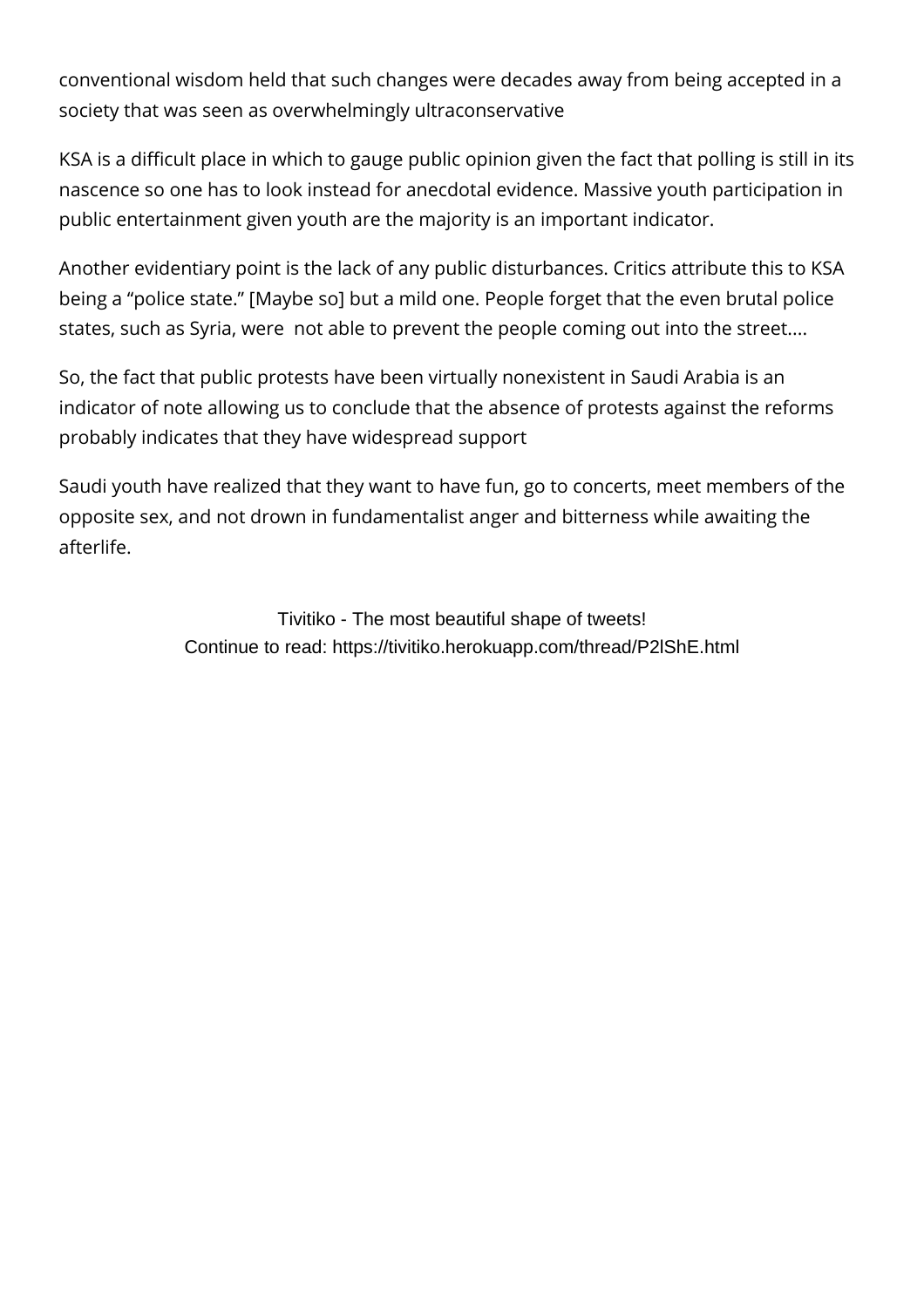conventional wisdom held that such changes were decades away from being accepted in a society that was seen as overwhelmingly ultraconservative

KSA is a difficult place in which to gauge public opinion given the fact that polling is still in its nascence so one has to look instead for anecdotal evidence. Massive youth participation in public entertainment given youth are the majority is an important indicator.

Another evidentiary point is the lack of any public disturbances. Critics attribute this to KSA being a "police state." [Maybe so] but a mild one. People forget that the even brutal police states, such as Syria, were not able to prevent the people coming out into the street....

So, the fact that public protests have been virtually nonexistent in Saudi Arabia is an indicator of note allowing us to conclude that the absence of protests against the reforms probably indicates that they have widespread support

Saudi youth have realized that they want to have fun, go to concerts, meet members of the opposite sex, and not drown in fundamentalist anger and bitterness while awaiting the afterlife.

Tivitiko - The most beautiful shape of tweets!
Continue to read: https://tivitiko.herokuapp.com/thread/P2lShE.html